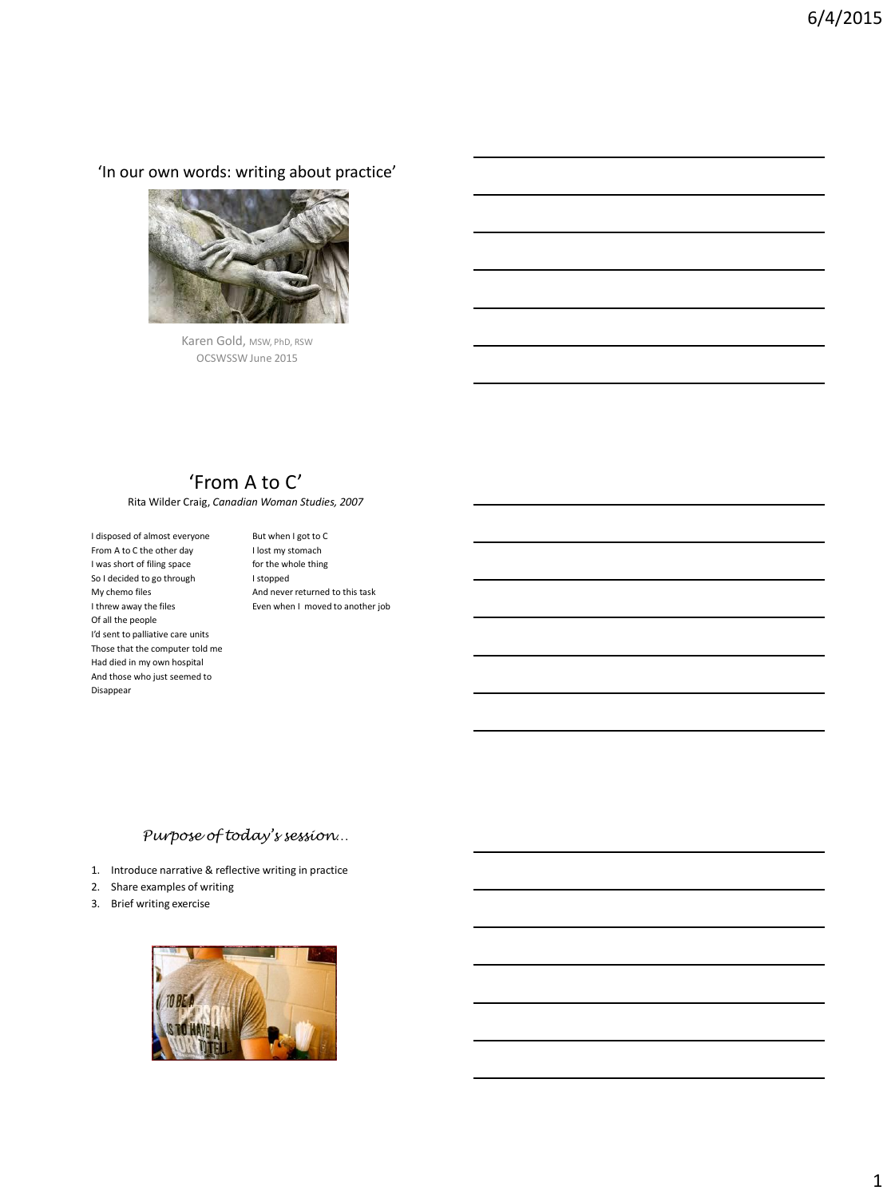## 'In our own words: writing about practice'

Karen Gold, MSW, PhD, RSW
OCSWSSW June 2015

## 'From A to C'

Rita Wilder Craig, *Canadian Woman Studies, 2007*

I disposed of almost everyone
From A to C the other day
I was short of filing space
So I decided to go through
My chemo files
I threw away the files
Of all the people
I'd sent to palliative care units
Those that the computer told me
Had died in my own hospital
And those who just seemed to
Disappear

But when I got to C
I lost my stomach
for the whole thing
I stopped
And never returned to this task
Even when I moved to another job

## *Purpose of today's session…*

1. Introduce narrative & reflective writing in practice
2. Share examples of writing
3. Brief writing exercise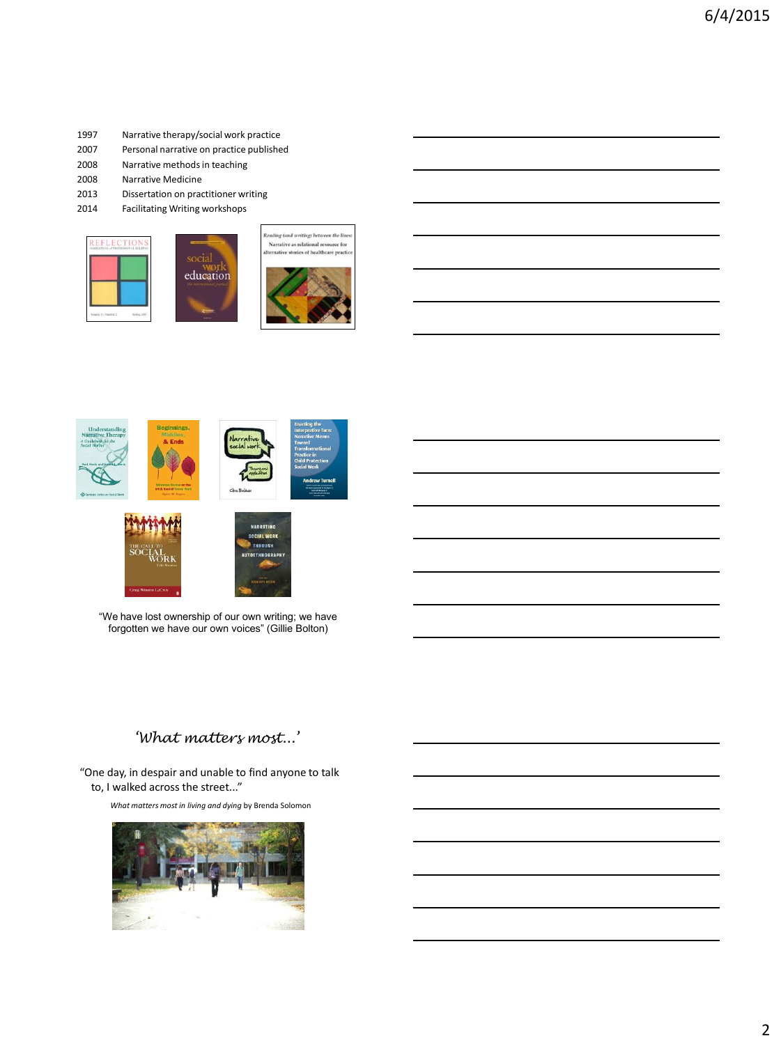| | |
|---|---|
| 1997 | Narrative therapy/social work practice |
| 2007 | Personal narrative on practice published |
| 2008 | Narrative methods in teaching |
| 2008 | Narrative Medicine |
| 2013 | Dissertation on practitioner writing |
| 2014 | Facilitating Writing workshops |

"We have lost ownership of our own writing; we have forgotten we have our own voices" (Gillie Bolton)

## *'What matters most...'*

"One day, in despair and unable to find anyone to talk to, I walked across the street..."

*What matters most in living and dying* by Brenda Solomon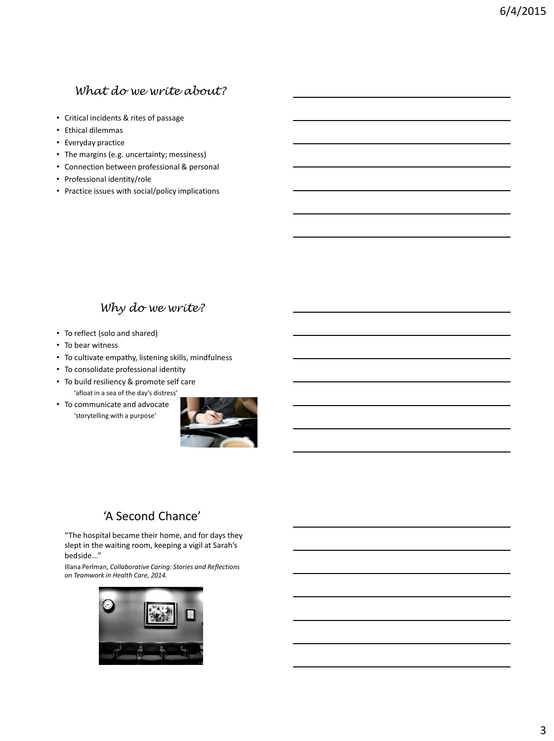## *What do we write about?*

- Critical incidents & rites of passage
- Ethical dilemmas
- Everyday practice
- The margins (e.g. uncertainty; messiness)
- Connection between professional & personal
- Professional identity/role
- Practice issues with social/policy implications

## *Why do we write?*

- To reflect (solo and shared)
- To bear witness
- To cultivate empathy, listening skills, mindfulness
- To consolidate professional identity
- To build resiliency & promote self care
  - 'afloat in a sea of the day's distress'
- To communicate and advocate
  - 'storytelling with a purpose'

## 'A Second Chance'

"The hospital became their home, and for days they slept in the waiting room, keeping a vigil at Sarah's bedside..."

Illana Perlman, *Collaborative Caring: Stories and Reflections on Teamwork in Health Care, 2014.*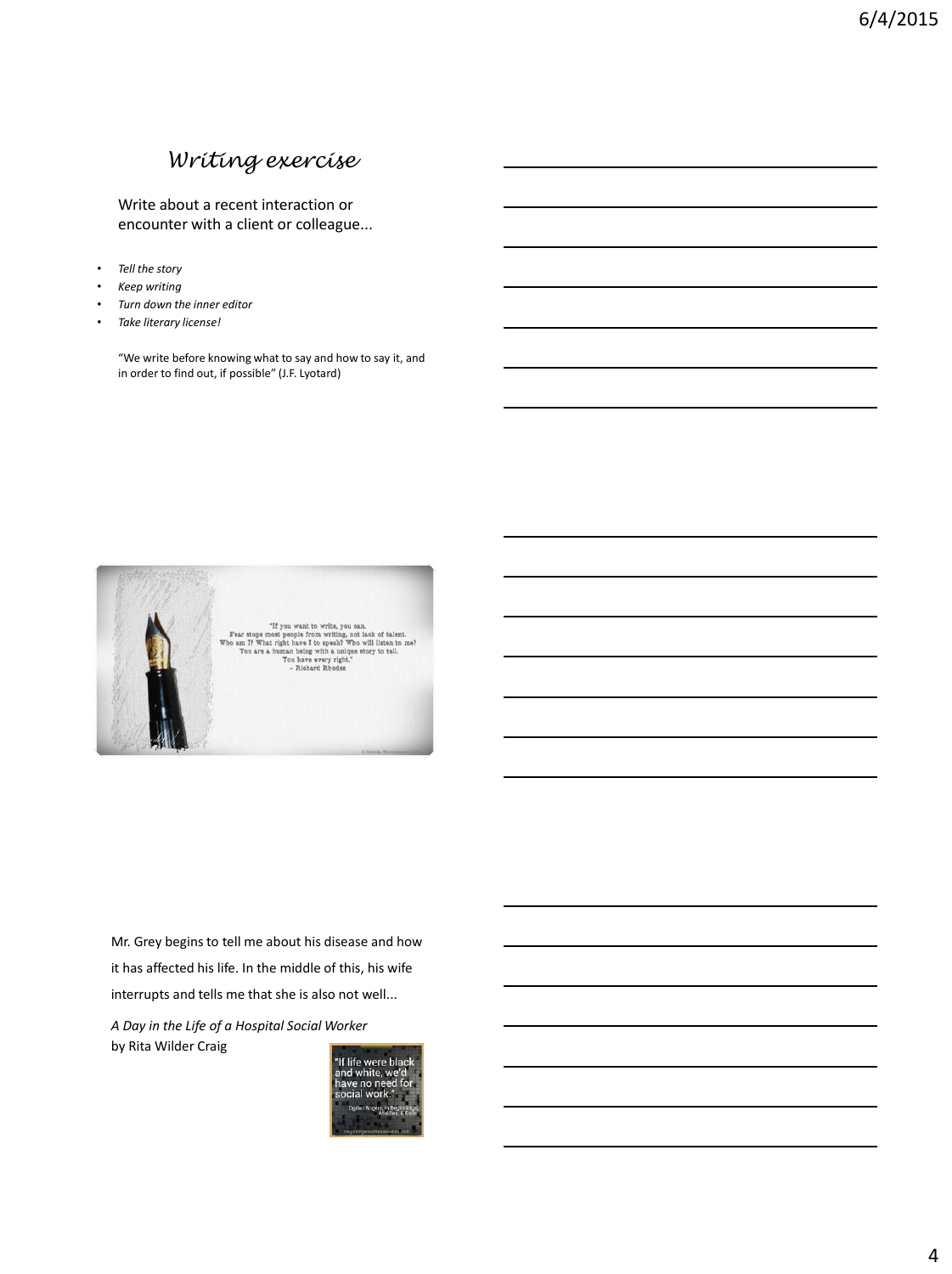## *Writing exercise*

Write about a recent interaction or encounter with a client or colleague...

- *Tell the story*
- *Keep writing*
- *Turn down the inner editor*
- *Take literary license!*

"We write before knowing what to say and how to say it, and in order to find out, if possible" (J.F. Lyotard)

"If you want to write, you can.
Fear stops most people from writing, not lack of talent.
Who am I? What right have I to speak? Who will listen to me?
You are a human being with a unique story to tell.
You have every right."
– Richard Rhodes

Mr. Grey begins to tell me about his disease and how it has affected his life. In the middle of this, his wife interrupts and tells me that she is also not well...

*A Day in the Life of a Hospital Social Worker*
by Rita Wilder Craig

"If life were black and white, we'd have no need for social work."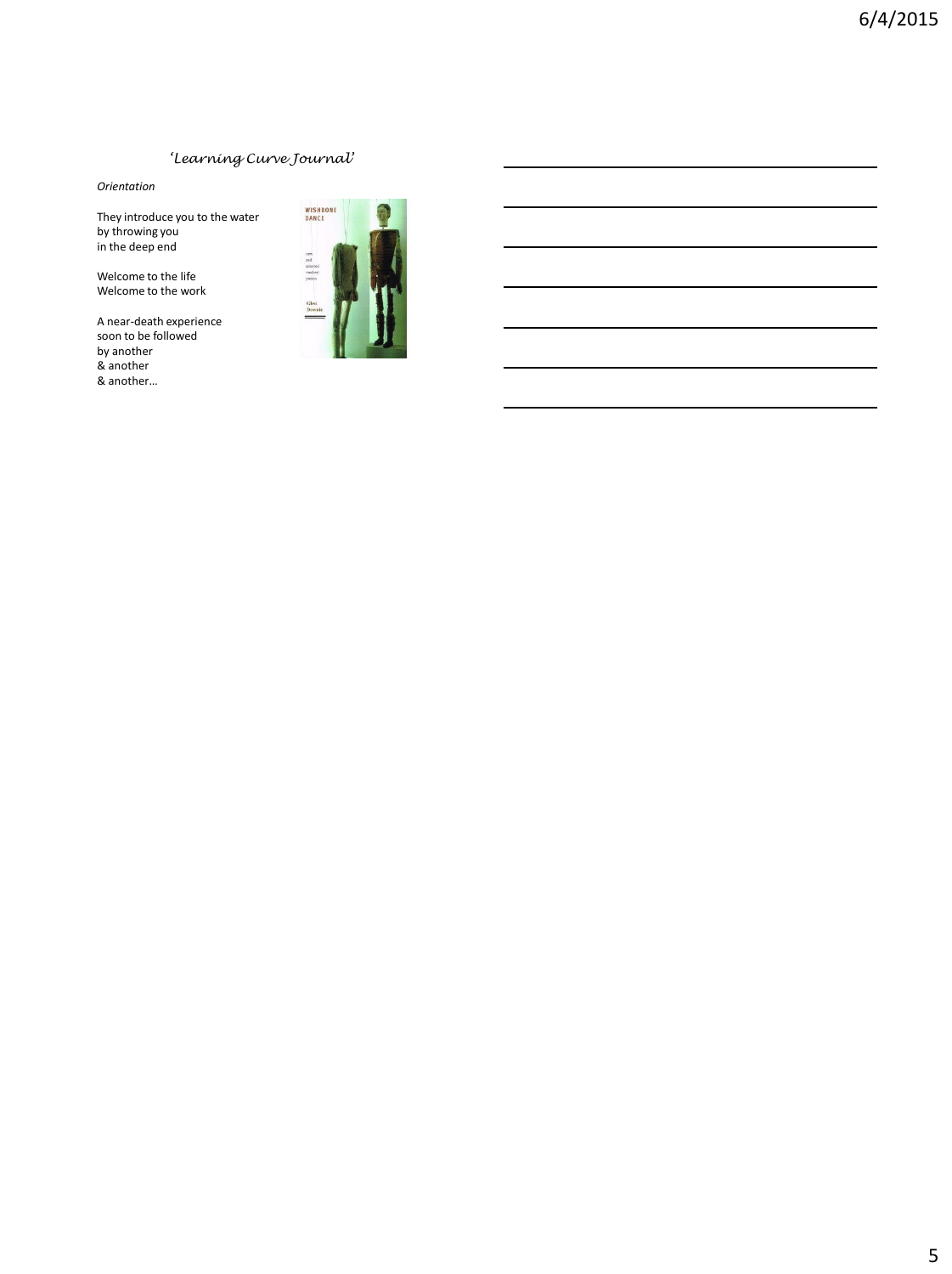## *'Learning Curve Journal'*

*Orientation*

They introduce you to the water
by throwing you
in the deep end

Welcome to the life
Welcome to the work

A near-death experience
soon to be followed
by another
& another
& another…